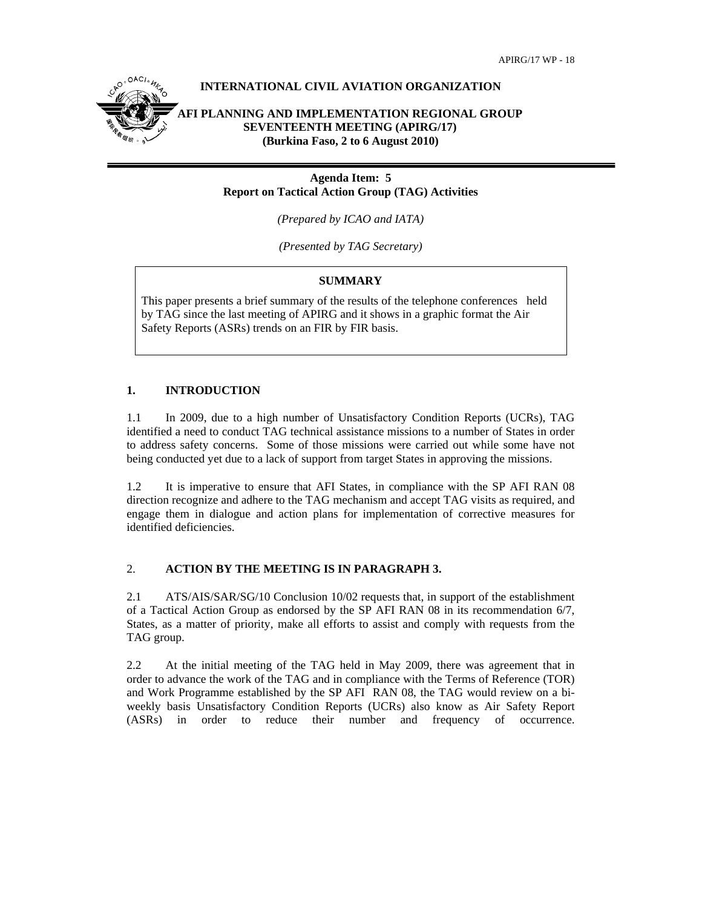APIRG/17 WP - 18

**INTERNATIONAL CIVIL AVIATION ORGANIZATION**

**AFI PLANNING AND IMPLEMENTATION REGIONAL GROUP**
**SEVENTEENTH MEETING (APIRG/17)**
**(Burkina Faso, 2 to 6 August 2010)**

---

**Agenda Item: 5**
**Report on Tactical Action Group (TAG) Activities**

*(Prepared by ICAO and IATA)*

*(Presented by TAG Secretary)*

**SUMMARY**

This paper presents a brief summary of the results of the telephone conferences held by TAG since the last meeting of APIRG and it shows in a graphic format the Air Safety Reports (ASRs) trends on an FIR by FIR basis.

## 1. INTRODUCTION

1.1 In 2009, due to a high number of Unsatisfactory Condition Reports (UCRs), TAG identified a need to conduct TAG technical assistance missions to a number of States in order to address safety concerns. Some of those missions were carried out while some have not being conducted yet due to a lack of support from target States in approving the missions.

1.2 It is imperative to ensure that AFI States, in compliance with the SP AFI RAN 08 direction recognize and adhere to the TAG mechanism and accept TAG visits as required, and engage them in dialogue and action plans for implementation of corrective measures for identified deficiencies.

## 2. ACTION BY THE MEETING IS IN PARAGRAPH 3.

2.1 ATS/AIS/SAR/SG/10 Conclusion 10/02 requests that, in support of the establishment of a Tactical Action Group as endorsed by the SP AFI RAN 08 in its recommendation 6/7, States, as a matter of priority, make all efforts to assist and comply with requests from the TAG group.

2.2 At the initial meeting of the TAG held in May 2009, there was agreement that in order to advance the work of the TAG and in compliance with the Terms of Reference (TOR) and Work Programme established by the SP AFI RAN 08, the TAG would review on a bi-weekly basis Unsatisfactory Condition Reports (UCRs) also know as Air Safety Report (ASRs) in order to reduce their number and frequency of occurrence.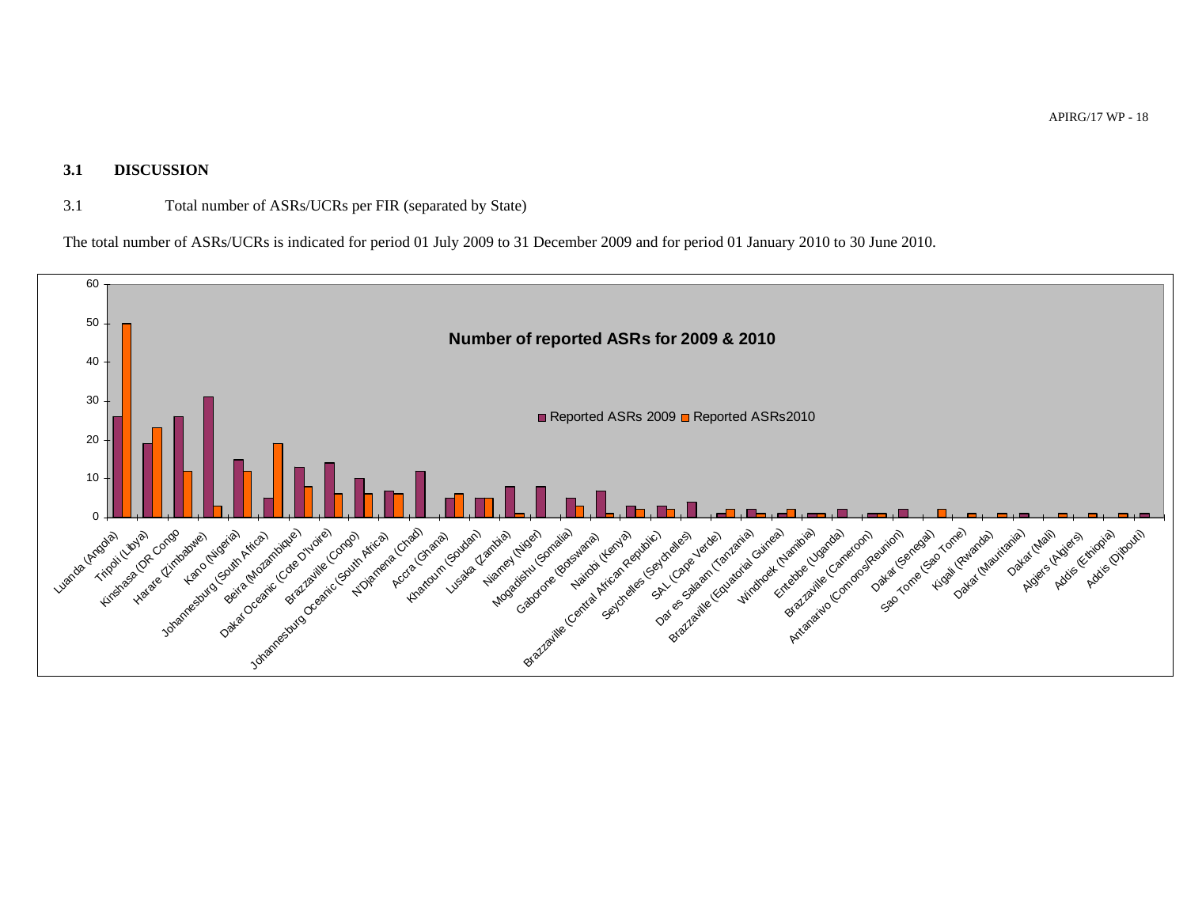### 3.1 DISCUSSION

3.1 Total number of ASRs/UCRs per FIR (separated by State)

The total number of ASRs/UCRs is indicated for period 01 July 2009 to 31 December 2009 and for period 01 January 2010 to 30 June 2010.

**Number of reported ASRs for 2009 & 2010**

| FIR | Reported ASRs 2009 | Reported ASRs2010 |
|---|---|---|
| Luanda (Angola) | 26 | 50 |
| Tripoli (Libya) | 19 | 23 |
| Kinshasa (DR Congo | 26 | 12 |
| Harare (Zimbabwe) | 31 | 3 |
| Kano (Nigeria) | 15 | 12 |
| Johannesburg (South Africa) | 5 | 19 |
| Beira (Mozambique) | 13 | 8 |
| Dakar Oceanic (Cote D'Ivoire) | 14 | 6 |
| Brazzaville (Congo) | 10 | 6 |
| Johannesburg Oceanic (South Africa) | 7 | 6 |
| N'Djamena (Chad) | 12 | 0 |
| Accra (Ghana) | 5 | 6 |
| Khartoum (Soudan) | 5 | 5 |
| Lusaka (Zambia) | 8 | 1 |
| Niamey (Niger) | 8 | 0 |
| Mogadishu (Somalia) | 5 | 3 |
| Gaborone (Botswana) | 7 | 1 |
| Nairobi (Kenya) | 3 | 2 |
| Brazzaville (Central African Republic) | 3 | 2 |
| Seychelles (Seychelles) | 4 | 0 |
| SAL (Cape Verde) | 1 | 2 |
| Dar es Salaam (Tanzania) | 2 | 1 |
| Brazzaville (Equatorial Guinea) | 1 | 2 |
| Windhoek (Namibia) | 1 | 1 |
| Entebbe (Uganda) | 2 | 0 |
| Brazzaville (Cameroon) | 1 | 1 |
| Antanarivo (Comoros/Reunion) | 2 | 0 |
| Dakar (Senegal) | 0 | 2 |
| Sao Tome (Sao Tome) | 0 | 1 |
| Kigali (Rwanda) | 0 | 1 |
| Dakar (Mauritania) | 1 | 0 |
| Dakar (Mali) | 0 | 1 |
| Algiers (Algiers) | 0 | 1 |
| Addis (Ethiopia) | 0 | 1 |
| Addis (Djibouti) | 1 | 0 |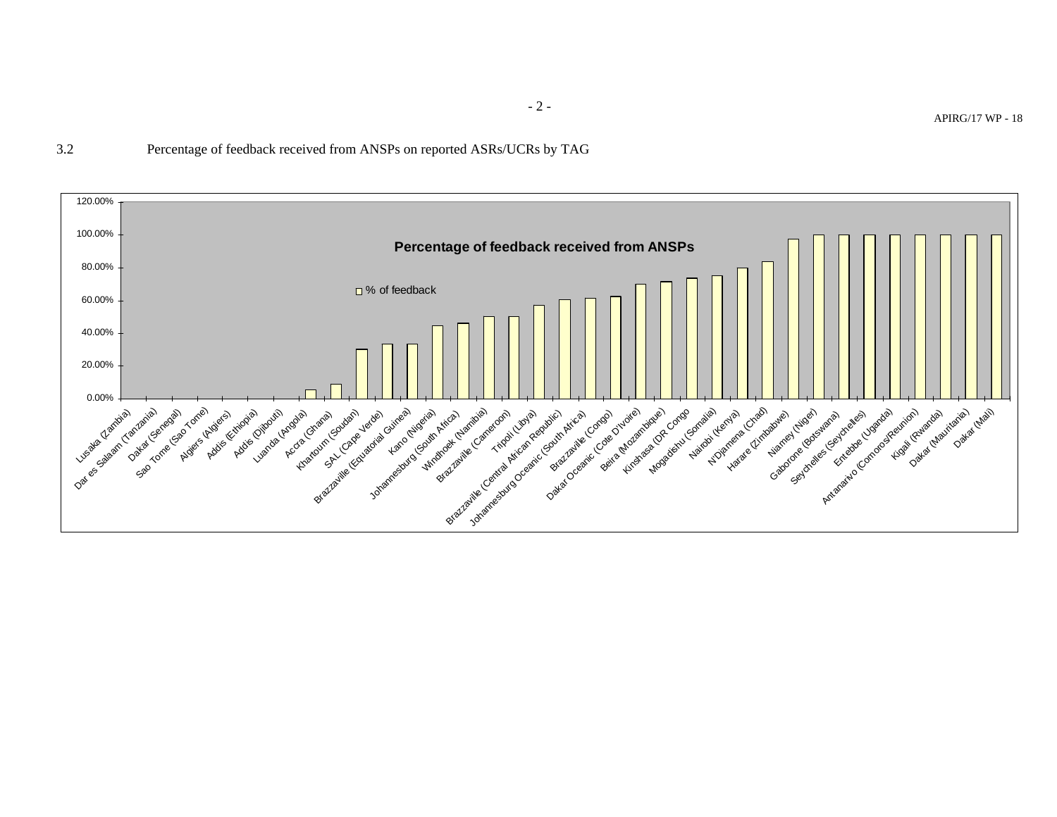3.2 Percentage of feedback received from ANSPs on reported ASRs/UCRs by TAG

**Percentage of feedback received from ANSPs**

□ % of feedback

Y-axis: 0.00%, 20.00%, 40.00%, 60.00%, 80.00%, 100.00%, 120.00%

X-axis: Lusaka (Zambia), Dar es Salaam (Tanzania), Dakar (Senegal), Sao Tome (Sao Tome), Algiers (Algiers), Addis (Ethiopia), Addis (Djibouti), Luanda (Angola), Accra (Ghana), Khartoum (Soudan), SAL (Cape Verde), Brazzaville (Equatorial Guinea), Kano (Nigeria), Johannesburg (South Africa), Windhoek (Namibia), Brazzaville (Cameroon), Tripoli (Libya), Brazzaville (Central African Republic), Johannesburg Oceanic (South Africa), Brazzaville (Congo), Dakar Oceanic (Cote D'Ivoire), Beira (Mozambique), Kinshasa (DR Congo, Mogadishu (Somalia), Nairobi (Kenya), N'Djamena (Chad), Harare (Zimbabwe), Niamey (Niger), Gaborone (Botswana), Seychelles (Seychelles), Entebbe (Uganda), Antananarivo (Comoros/Reunion), Kigali (Rwanda), Dakar (Mauritania), Dakar (Mali)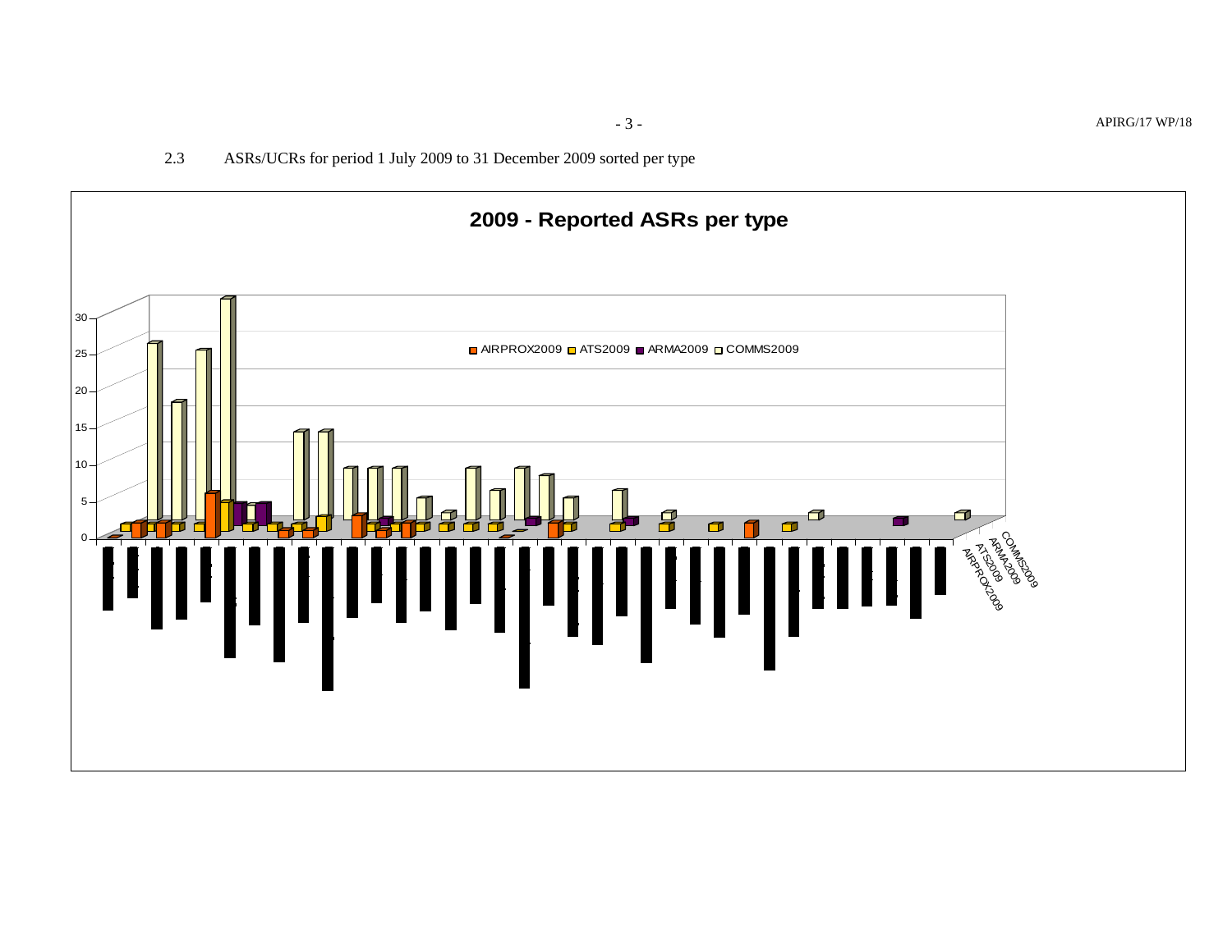2.3 ASRs/UCRs for period 1 July 2009 to 31 December 2009 sorted per type

**2009 - Reported ASRs per type**

AIRPROX2009 ATS2009 ARMA2009 COMMS2009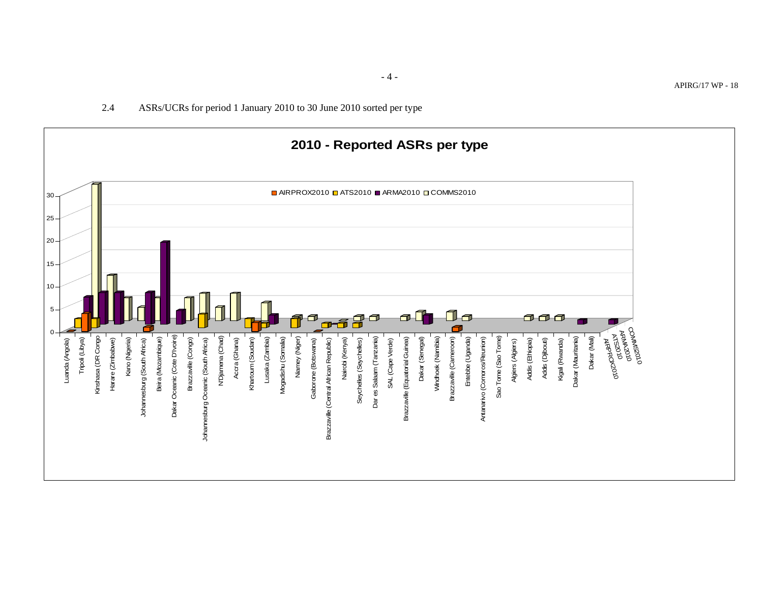2.4 ASRs/UCRs for period 1 January 2010 to 30 June 2010 sorted per type

**2010 - Reported ASRs per type**

AIRPROX2010 ATS2010 ARMA2010 COMMS2010

Luanda (Angola), Tripoli (Libya), Kinshasa (DR Congo), Harare (Zimbabwe), Kano (Nigeria), Johannesburg (South Africa), Beira (Mozambique), Dakar Oceanic (Cote D'Ivoire), Brazzaville (Congo), Johannesburg Oceanic (South Africa), N'Djamena (Chad), Accra (Ghana), Khartoum (Soudan), Lusaka (Zambia), Mogadishu (Somalia), Niamey (Niger), Gaborone (Botswana), Brazzaville (Central African Republic), Nairobi (Kenya), Seychelles (Seychelles), Dar es Salaam (Tanzania), SAL (Cape Verde), Brazzaville (Equatorial Guinea), Dakar (Senegal), Windhoek (Namibia), Brazzaville (Cameroon), Entebbe (Uganda), Antananarivo (Comoros/Reunion), Sao Tome (Sao Tome), Algiers (Algiers), Addis (Ethiopia), Addis (Djibouti), Kigali (Rwanda), Dakar (Mauritania), Dakar (Mali)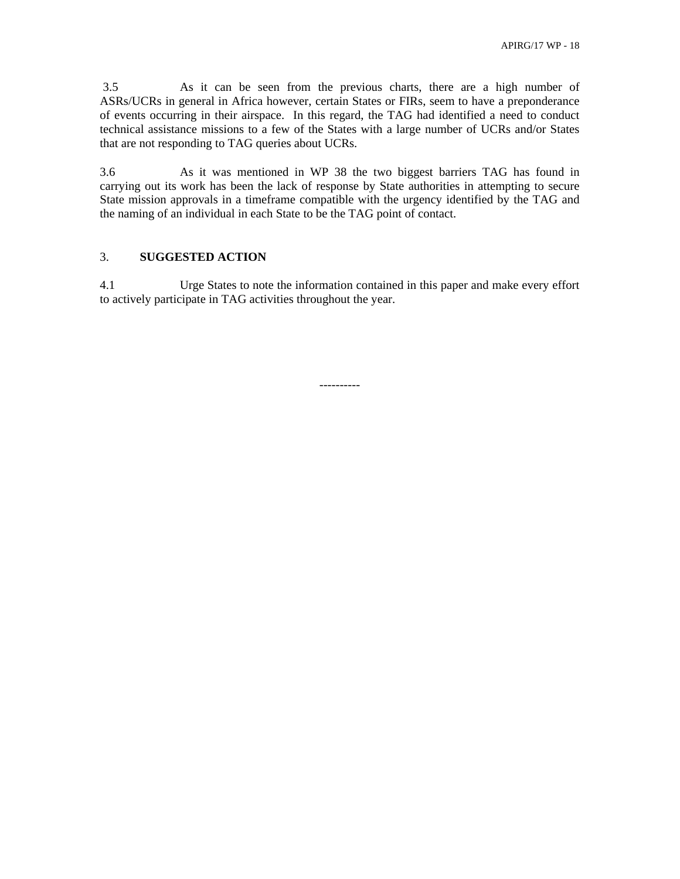3.5 As it can be seen from the previous charts, there are a high number of ASRs/UCRs in general in Africa however, certain States or FIRs, seem to have a preponderance of events occurring in their airspace. In this regard, the TAG had identified a need to conduct technical assistance missions to a few of the States with a large number of UCRs and/or States that are not responding to TAG queries about UCRs.

3.6 As it was mentioned in WP 38 the two biggest barriers TAG has found in carrying out its work has been the lack of response by State authorities in attempting to secure State mission approvals in a timeframe compatible with the urgency identified by the TAG and the naming of an individual in each State to be the TAG point of contact.

## 3. SUGGESTED ACTION

4.1 Urge States to note the information contained in this paper and make every effort to actively participate in TAG activities throughout the year.

----------